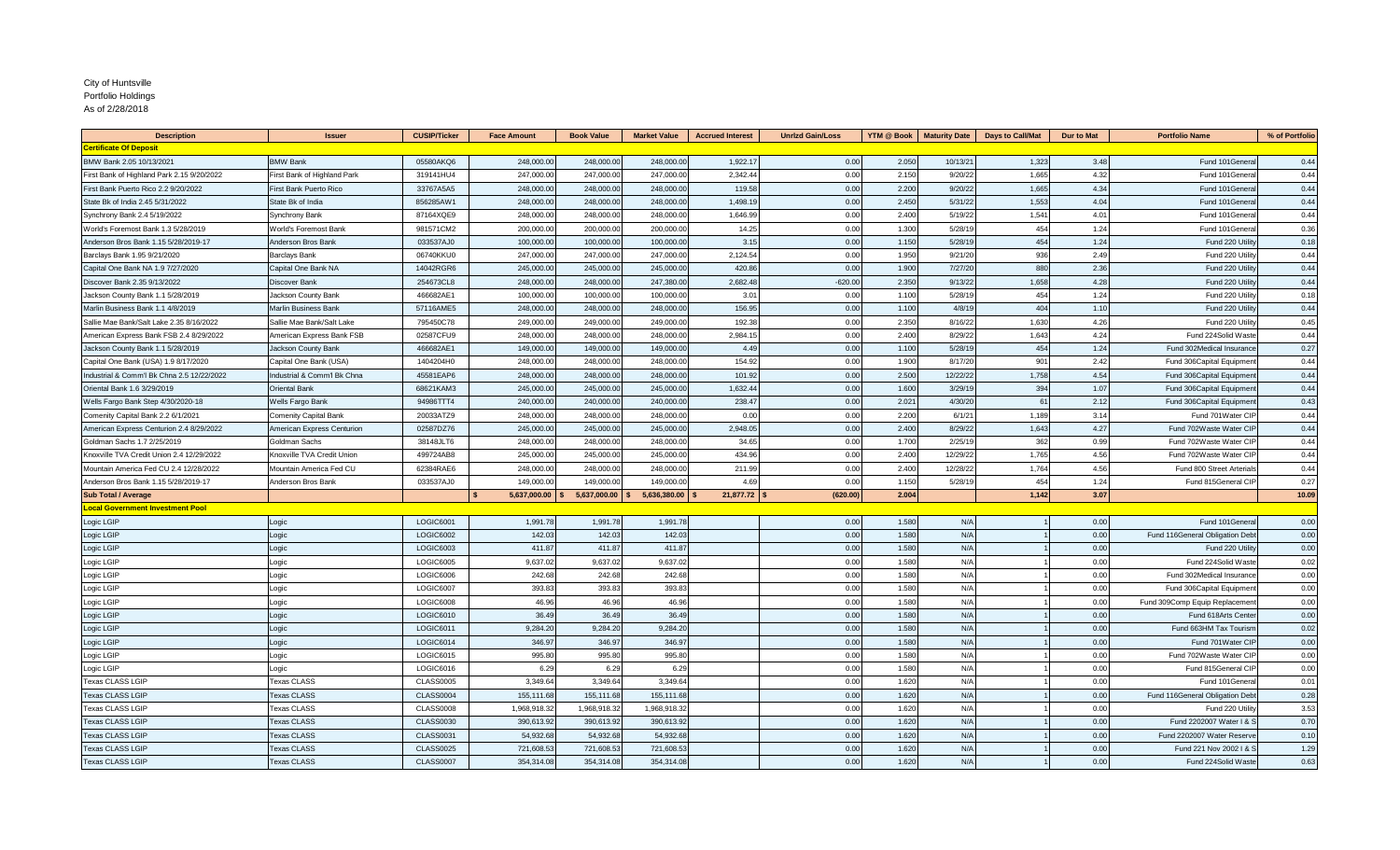City of Huntsville
Portfolio Holdings
As of 2/28/2018

| Description | Issuer | CUSIP/Ticker | Face Amount | Book Value | Market Value | Accrued Interest | Unrlzd Gain/Loss | YTM @ Book | Maturity Date | Days to Call/Mat | Dur to Mat | Portfolio Name | % of Portfolio |
|---|---|---|---|---|---|---|---|---|---|---|---|---|---|
| **Certificate Of Deposit** | | | | | | | | | | | | | |
| BMW Bank 2.05 10/13/2021 | BMW Bank | 05580AKQ6 | 248,000.00 | 248,000.00 | 248,000.00 | 1,922.17 | 0.00 | 2.050 | 10/13/21 | 1,323 | 3.48 | Fund 101General | 0.44 |
| First Bank of Highland Park 2.15 9/20/2022 | First Bank of Highland Park | 319141HU4 | 247,000.00 | 247,000.00 | 247,000.00 | 2,342.44 | 0.00 | 2.150 | 9/20/22 | 1,665 | 4.32 | Fund 101General | 0.44 |
| First Bank Puerto Rico 2.2 9/20/2022 | First Bank Puerto Rico | 33767A5A5 | 248,000.00 | 248,000.00 | 248,000.00 | 119.58 | 0.00 | 2.200 | 9/20/22 | 1,665 | 4.34 | Fund 101General | 0.44 |
| State Bk of India 2.45 5/31/2022 | State Bk of India | 856285AW1 | 248,000.00 | 248,000.00 | 248,000.00 | 1,498.19 | 0.00 | 2.450 | 5/31/22 | 1,553 | 4.04 | Fund 101General | 0.44 |
| Synchrony Bank 2.4 5/19/2022 | Synchrony Bank | 87164XQE9 | 248,000.00 | 248,000.00 | 248,000.00 | 1,646.99 | 0.00 | 2.400 | 5/19/22 | 1,541 | 4.01 | Fund 101General | 0.44 |
| World's Foremost Bank 1.3 5/28/2019 | World's Foremost Bank | 981571CM2 | 200,000.00 | 200,000.00 | 200,000.00 | 14.25 | 0.00 | 1.300 | 5/28/19 | 454 | 1.24 | Fund 101General | 0.36 |
| Anderson Bros Bank 1.15 5/28/2019-17 | Anderson Bros Bank | 033537AJ0 | 100,000.00 | 100,000.00 | 100,000.00 | 3.15 | 0.00 | 1.150 | 5/28/19 | 454 | 1.24 | Fund 220 Utility | 0.18 |
| Barclays Bank 1.95 9/21/2020 | Barclays Bank | 06740KKU0 | 247,000.00 | 247,000.00 | 247,000.00 | 2,124.54 | 0.00 | 1.950 | 9/21/20 | 936 | 2.49 | Fund 220 Utility | 0.44 |
| Capital One Bank NA 1.9 7/27/2020 | Capital One Bank NA | 14042RGR6 | 245,000.00 | 245,000.00 | 245,000.00 | 420.86 | 0.00 | 1.900 | 7/27/20 | 880 | 2.36 | Fund 220 Utility | 0.44 |
| Discover Bank 2.35 9/13/2022 | Discover Bank | 254673CL8 | 248,000.00 | 248,000.00 | 247,380.00 | 2,682.48 | -620.00 | 2.350 | 9/13/22 | 1,658 | 4.28 | Fund 220 Utility | 0.44 |
| Jackson County Bank 1.1 5/28/2019 | Jackson County Bank | 466682AE1 | 100,000.00 | 100,000.00 | 100,000.00 | 3.01 | 0.00 | 1.100 | 5/28/19 | 454 | 1.24 | Fund 220 Utility | 0.18 |
| Marlin Business Bank 1.1 4/8/2019 | Marlin Business Bank | 57116AME5 | 248,000.00 | 248,000.00 | 248,000.00 | 156.95 | 0.00 | 1.100 | 4/8/19 | 404 | 1.10 | Fund 220 Utility | 0.44 |
| Sallie Mae Bank/Salt Lake 2.35 8/16/2022 | Sallie Mae Bank/Salt Lake | 795450C78 | 249,000.00 | 249,000.00 | 249,000.00 | 192.38 | 0.00 | 2.350 | 8/16/22 | 1,630 | 4.26 | Fund 220 Utility | 0.45 |
| American Express Bank FSB 2.4 8/29/2022 | American Express Bank FSB | 02587CFU9 | 248,000.00 | 248,000.00 | 248,000.00 | 2,984.15 | 0.00 | 2.400 | 8/29/22 | 1,643 | 4.24 | Fund 224Solid Waste | 0.44 |
| Jackson County Bank 1.1 5/28/2019 | Jackson County Bank | 466682AE1 | 149,000.00 | 149,000.00 | 149,000.00 | 4.49 | 0.00 | 1.100 | 5/28/19 | 454 | 1.24 | Fund 302Medical Insurance | 0.27 |
| Capital One Bank (USA) 1.9 8/17/2020 | Capital One Bank (USA) | 1404204H0 | 248,000.00 | 248,000.00 | 248,000.00 | 154.92 | 0.00 | 1.900 | 8/17/20 | 901 | 2.42 | Fund 306Capital Equipment | 0.44 |
| Industrial & Comm'l Bk Chna 2.5 12/22/2022 | Industrial & Comm'l Bk Chna | 45581EAP6 | 248,000.00 | 248,000.00 | 248,000.00 | 101.92 | 0.00 | 2.500 | 12/22/22 | 1,758 | 4.54 | Fund 306Capital Equipment | 0.44 |
| Oriental Bank 1.6 3/29/2019 | Oriental Bank | 68621KAM3 | 245,000.00 | 245,000.00 | 245,000.00 | 1,632.44 | 0.00 | 1.600 | 3/29/19 | 394 | 1.07 | Fund 306Capital Equipment | 0.44 |
| Wells Fargo Bank Step 4/30/2020-18 | Wells Fargo Bank | 94986TTT4 | 240,000.00 | 240,000.00 | 240,000.00 | 238.47 | 0.00 | 2.021 | 4/30/20 | 61 | 2.12 | Fund 306Capital Equipment | 0.43 |
| Comenity Capital Bank 2.2 6/1/2021 | Comenity Capital Bank | 20033ATZ9 | 248,000.00 | 248,000.00 | 248,000.00 | 0.00 | 0.00 | 2.200 | 6/1/21 | 1,189 | 3.14 | Fund 701Water CIP | 0.44 |
| American Express Centurion 2.4 8/29/2022 | American Express Centurion | 02587DZ76 | 245,000.00 | 245,000.00 | 245,000.00 | 2,948.05 | 0.00 | 2.400 | 8/29/22 | 1,643 | 4.27 | Fund 702Waste Water CIP | 0.44 |
| Goldman Sachs 1.7 2/25/2019 | Goldman Sachs | 38148JLT6 | 248,000.00 | 248,000.00 | 248,000.00 | 34.65 | 0.00 | 1.700 | 2/25/19 | 362 | 0.99 | Fund 702Waste Water CIP | 0.44 |
| Knoxville TVA Credit Union 2.4 12/29/2022 | Knoxville TVA Credit Union | 499724AB8 | 245,000.00 | 245,000.00 | 245,000.00 | 434.96 | 0.00 | 2.400 | 12/29/22 | 1,765 | 4.56 | Fund 702Waste Water CIP | 0.44 |
| Mountain America Fed CU 2.4 12/28/2022 | Mountain America Fed CU | 62384RAE6 | 248,000.00 | 248,000.00 | 248,000.00 | 211.99 | 0.00 | 2.400 | 12/28/22 | 1,764 | 4.56 | Fund 800 Street Arterials | 0.44 |
| Anderson Bros Bank 1.15 5/28/2019-17 | Anderson Bros Bank | 033537AJ0 | 149,000.00 | 149,000.00 | 149,000.00 | 4.69 | 0.00 | 1.150 | 5/28/19 | 454 | 1.24 | Fund 815General CIP | 0.27 |
| **Sub Total / Average** | | | $ 5,637,000.00 | $ 5,637,000.00 | $ 5,636,380.00 | $ 21,877.72 | $ (620.00) | 2.004 | | 1,142 | 3.07 | | 10.09 |
| **Local Government Investment Pool** | | | | | | | | | | | | | |
| Logic LGIP | Logic | LOGIC6001 | 1,991.78 | 1,991.78 | 1,991.78 | | 0.00 | 1.580 | N/A | 1 | 0.00 | Fund 101General | 0.00 |
| Logic LGIP | Logic | LOGIC6002 | 142.03 | 142.03 | 142.03 | | 0.00 | 1.580 | N/A | 1 | 0.00 | Fund 116General Obligation Debt | 0.00 |
| Logic LGIP | Logic | LOGIC6003 | 411.87 | 411.87 | 411.87 | | 0.00 | 1.580 | N/A | 1 | 0.00 | Fund 220 Utility | 0.00 |
| Logic LGIP | Logic | LOGIC6005 | 9,637.02 | 9,637.02 | 9,637.02 | | 0.00 | 1.580 | N/A | 1 | 0.00 | Fund 224Solid Waste | 0.02 |
| Logic LGIP | Logic | LOGIC6006 | 242.68 | 242.68 | 242.68 | | 0.00 | 1.580 | N/A | 1 | 0.00 | Fund 302Medical Insurance | 0.00 |
| Logic LGIP | Logic | LOGIC6007 | 393.83 | 393.83 | 393.83 | | 0.00 | 1.580 | N/A | 1 | 0.00 | Fund 306Capital Equipment | 0.00 |
| Logic LGIP | Logic | LOGIC6008 | 46.96 | 46.96 | 46.96 | | 0.00 | 1.580 | N/A | 1 | 0.00 | Fund 309Comp Equip Replacement | 0.00 |
| Logic LGIP | Logic | LOGIC6010 | 36.49 | 36.49 | 36.49 | | 0.00 | 1.580 | N/A | 1 | 0.00 | Fund 618Arts Center | 0.00 |
| Logic LGIP | Logic | LOGIC6011 | 9,284.20 | 9,284.20 | 9,284.20 | | 0.00 | 1.580 | N/A | 1 | 0.00 | Fund 663HM Tax Tourism | 0.02 |
| Logic LGIP | Logic | LOGIC6014 | 346.97 | 346.97 | 346.97 | | 0.00 | 1.580 | N/A | 1 | 0.00 | Fund 701Water CIP | 0.00 |
| Logic LGIP | Logic | LOGIC6015 | 995.80 | 995.80 | 995.80 | | 0.00 | 1.580 | N/A | 1 | 0.00 | Fund 702Waste Water CIP | 0.00 |
| Logic LGIP | Logic | LOGIC6016 | 6.29 | 6.29 | 6.29 | | 0.00 | 1.580 | N/A | 1 | 0.00 | Fund 815General CIP | 0.00 |
| Texas CLASS LGIP | Texas CLASS | CLASS0005 | 3,349.64 | 3,349.64 | 3,349.64 | | 0.00 | 1.620 | N/A | 1 | 0.00 | Fund 101General | 0.01 |
| Texas CLASS LGIP | Texas CLASS | CLASS0004 | 155,111.68 | 155,111.68 | 155,111.68 | | 0.00 | 1.620 | N/A | 1 | 0.00 | Fund 116General Obligation Debt | 0.28 |
| Texas CLASS LGIP | Texas CLASS | CLASS0008 | 1,968,918.32 | 1,968,918.32 | 1,968,918.32 | | 0.00 | 1.620 | N/A | 1 | 0.00 | Fund 220 Utility | 3.53 |
| Texas CLASS LGIP | Texas CLASS | CLASS0030 | 390,613.92 | 390,613.92 | 390,613.92 | | 0.00 | 1.620 | N/A | 1 | 0.00 | Fund 2202007 Water I & S | 0.70 |
| Texas CLASS LGIP | Texas CLASS | CLASS0031 | 54,932.68 | 54,932.68 | 54,932.68 | | 0.00 | 1.620 | N/A | 1 | 0.00 | Fund 2202007 Water Reserve | 0.10 |
| Texas CLASS LGIP | Texas CLASS | CLASS0025 | 721,608.53 | 721,608.53 | 721,608.53 | | 0.00 | 1.620 | N/A | 1 | 0.00 | Fund 221 Nov 2002 I & S | 1.29 |
| Texas CLASS LGIP | Texas CLASS | CLASS0007 | 354,314.08 | 354,314.08 | 354,314.08 | | 0.00 | 1.620 | N/A | 1 | 0.00 | Fund 224Solid Waste | 0.63 |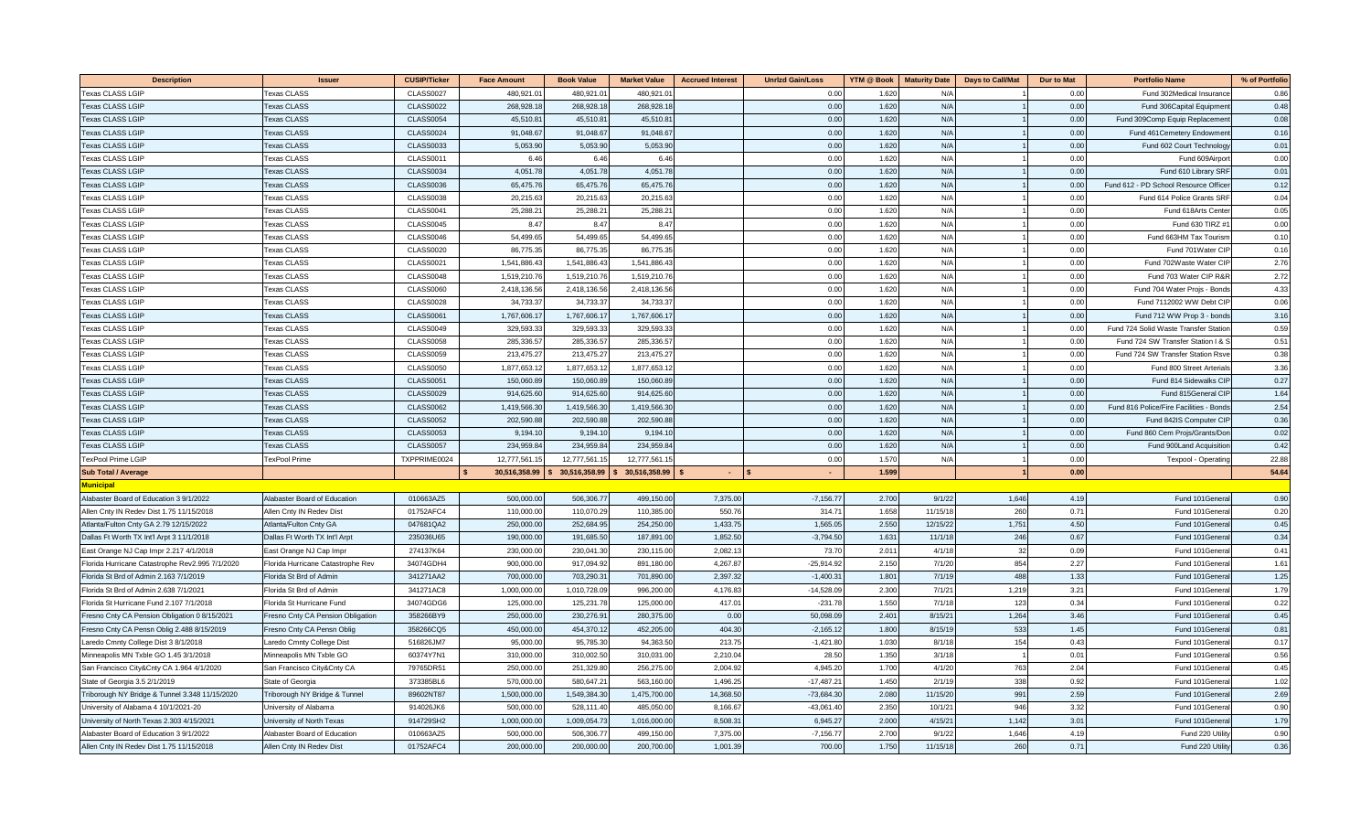| Description | Issuer | CUSIP/Ticker | Face Amount | Book Value | Market Value | Accrued Interest | Unrlzd Gain/Loss | YTM @ Book | Maturity Date | Days to Call/Mat | Dur to Mat | Portfolio Name | % of Portfolio |
|---|---|---|---|---|---|---|---|---|---|---|---|---|---|
| Texas CLASS LGIP | Texas CLASS | CLASS0027 | 480,921.01 | 480,921.01 | 480,921.01 | | 0.00 | 1.620 | N/A | 1 | 0.00 | Fund 302Medical Insurance | 0.86 |
| Texas CLASS LGIP | Texas CLASS | CLASS0022 | 268,928.18 | 268,928.18 | 268,928.18 | | 0.00 | 1.620 | N/A | 1 | 0.00 | Fund 306Capital Equipment | 0.48 |
| Texas CLASS LGIP | Texas CLASS | CLASS0054 | 45,510.81 | 45,510.81 | 45,510.81 | | 0.00 | 1.620 | N/A | 1 | 0.00 | Fund 309Comp Equip Replacement | 0.08 |
| Texas CLASS LGIP | Texas CLASS | CLASS0024 | 91,048.67 | 91,048.67 | 91,048.67 | | 0.00 | 1.620 | N/A | 1 | 0.00 | Fund 461Cemetery Endowment | 0.16 |
| Texas CLASS LGIP | Texas CLASS | CLASS0033 | 5,053.90 | 5,053.90 | 5,053.90 | | 0.00 | 1.620 | N/A | 1 | 0.00 | Fund 602 Court Technology | 0.01 |
| Texas CLASS LGIP | Texas CLASS | CLASS0011 | 6.46 | 6.46 | 6.46 | | 0.00 | 1.620 | N/A | 1 | 0.00 | Fund 609Airport | 0.00 |
| Texas CLASS LGIP | Texas CLASS | CLASS0034 | 4,051.78 | 4,051.78 | 4,051.78 | | 0.00 | 1.620 | N/A | 1 | 0.00 | Fund 610 Library SRF | 0.01 |
| Texas CLASS LGIP | Texas CLASS | CLASS0036 | 65,475.76 | 65,475.76 | 65,475.76 | | 0.00 | 1.620 | N/A | 1 | 0.00 | Fund 612 - PD School Resource Officer | 0.12 |
| Texas CLASS LGIP | Texas CLASS | CLASS0038 | 20,215.63 | 20,215.63 | 20,215.63 | | 0.00 | 1.620 | N/A | 1 | 0.00 | Fund 614 Police Grants SRF | 0.04 |
| Texas CLASS LGIP | Texas CLASS | CLASS0041 | 25,288.21 | 25,288.21 | 25,288.21 | | 0.00 | 1.620 | N/A | 1 | 0.00 | Fund 618Arts Center | 0.05 |
| Texas CLASS LGIP | Texas CLASS | CLASS0045 | 8.47 | 8.47 | 8.47 | | 0.00 | 1.620 | N/A | 1 | 0.00 | Fund 630 TIRZ #1 | 0.00 |
| Texas CLASS LGIP | Texas CLASS | CLASS0046 | 54,499.65 | 54,499.65 | 54,499.65 | | 0.00 | 1.620 | N/A | 1 | 0.00 | Fund 663HM Tax Tourism | 0.10 |
| Texas CLASS LGIP | Texas CLASS | CLASS0020 | 86,775.35 | 86,775.35 | 86,775.35 | | 0.00 | 1.620 | N/A | 1 | 0.00 | Fund 701Water CIP | 0.16 |
| Texas CLASS LGIP | Texas CLASS | CLASS0021 | 1,541,886.43 | 1,541,886.43 | 1,541,886.43 | | 0.00 | 1.620 | N/A | 1 | 0.00 | Fund 702Waste Water CIP | 2.76 |
| Texas CLASS LGIP | Texas CLASS | CLASS0048 | 1,519,210.76 | 1,519,210.76 | 1,519,210.76 | | 0.00 | 1.620 | N/A | 1 | 0.00 | Fund 703 Water CIP R&R | 2.72 |
| Texas CLASS LGIP | Texas CLASS | CLASS0060 | 2,418,136.56 | 2,418,136.56 | 2,418,136.56 | | 0.00 | 1.620 | N/A | 1 | 0.00 | Fund 704 Water Projs - Bonds | 4.33 |
| Texas CLASS LGIP | Texas CLASS | CLASS0028 | 34,733.37 | 34,733.37 | 34,733.37 | | 0.00 | 1.620 | N/A | 1 | 0.00 | Fund 7112002 WW Debt CIP | 0.06 |
| Texas CLASS LGIP | Texas CLASS | CLASS0061 | 1,767,606.17 | 1,767,606.17 | 1,767,606.17 | | 0.00 | 1.620 | N/A | 1 | 0.00 | Fund 712 WW Prop 3 - bonds | 3.16 |
| Texas CLASS LGIP | Texas CLASS | CLASS0049 | 329,593.33 | 329,593.33 | 329,593.33 | | 0.00 | 1.620 | N/A | 1 | 0.00 | Fund 724 Solid Waste Transfer Station | 0.59 |
| Texas CLASS LGIP | Texas CLASS | CLASS0058 | 285,336.57 | 285,336.57 | 285,336.57 | | 0.00 | 1.620 | N/A | 1 | 0.00 | Fund 724 SW Transfer Station I & S | 0.51 |
| Texas CLASS LGIP | Texas CLASS | CLASS0059 | 213,475.27 | 213,475.27 | 213,475.27 | | 0.00 | 1.620 | N/A | 1 | 0.00 | Fund 724 SW Transfer Station Rsve | 0.38 |
| Texas CLASS LGIP | Texas CLASS | CLASS0050 | 1,877,653.12 | 1,877,653.12 | 1,877,653.12 | | 0.00 | 1.620 | N/A | 1 | 0.00 | Fund 800 Street Arterials | 3.36 |
| Texas CLASS LGIP | Texas CLASS | CLASS0051 | 150,060.89 | 150,060.89 | 150,060.89 | | 0.00 | 1.620 | N/A | 1 | 0.00 | Fund 814 Sidewalks CIP | 0.27 |
| Texas CLASS LGIP | Texas CLASS | CLASS0029 | 914,625.60 | 914,625.60 | 914,625.60 | | 0.00 | 1.620 | N/A | 1 | 0.00 | Fund 815General CIP | 1.64 |
| Texas CLASS LGIP | Texas CLASS | CLASS0062 | 1,419,566.30 | 1,419,566.30 | 1,419,566.30 | | 0.00 | 1.620 | N/A | 1 | 0.00 | Fund 816 Police/Fire Facilities - Bonds | 2.54 |
| Texas CLASS LGIP | Texas CLASS | CLASS0052 | 202,590.88 | 202,590.88 | 202,590.88 | | 0.00 | 1.620 | N/A | 1 | 0.00 | Fund 842IS Computer CIP | 0.36 |
| Texas CLASS LGIP | Texas CLASS | CLASS0053 | 9,194.10 | 9,194.10 | 9,194.10 | | 0.00 | 1.620 | N/A | 1 | 0.00 | Fund 860 Cem Projs/Grants/Don | 0.02 |
| Texas CLASS LGIP | Texas CLASS | CLASS0057 | 234,959.84 | 234,959.84 | 234,959.84 | | 0.00 | 1.620 | N/A | 1 | 0.00 | Fund 900Land Acquisition | 0.42 |
| TexPool Prime LGIP | TexPool Prime | TXPPRIME0024 | 12,777,561.15 | 12,777,561.15 | 12,777,561.15 | | 0.00 | 1.570 | N/A | 1 | 0.00 | Texpool - Operating | 22.88 |
| **Sub Total / Average** | | | **$ 30,516,358.99** | **$ 30,516,358.99** | **$ 30,516,358.99** | **$ -** | **$ -** | **1.599** | | **1** | **0.00** | | **54.64** |
| **Municipal** | | | | | | | | | | | | | |
| Alabaster Board of Education 3 9/1/2022 | Alabaster Board of Education | 010663AZ5 | 500,000.00 | 506,306.77 | 499,150.00 | 7,375.00 | -7,156.77 | 2.700 | 9/1/22 | 1,646 | 4.19 | Fund 101General | 0.90 |
| Allen Cnty IN Redev Dist 1.75 11/15/2018 | Allen Cnty IN Redev Dist | 01752AFC4 | 110,000.00 | 110,070.29 | 110,385.00 | 550.76 | 314.71 | 1.658 | 11/15/18 | 260 | 0.71 | Fund 101General | 0.20 |
| Atlanta/Fulton Cnty GA 2.79 12/15/2022 | Atlanta/Fulton Cnty GA | 047681QA2 | 250,000.00 | 252,684.95 | 254,250.00 | 1,433.75 | 1,565.05 | 2.550 | 12/15/22 | 1,751 | 4.50 | Fund 101General | 0.45 |
| Dallas Ft Worth TX Int'l Arpt 3 11/1/2018 | Dallas Ft Worth TX Int'l Arpt | 235036U65 | 190,000.00 | 191,685.50 | 187,891.00 | 1,852.50 | -3,794.50 | 1.631 | 11/1/18 | 246 | 0.67 | Fund 101General | 0.34 |
| East Orange NJ Cap Impr 2.217 4/1/2018 | East Orange NJ Cap Impr | 274137K64 | 230,000.00 | 230,041.30 | 230,115.00 | 2,082.13 | 73.70 | 2.011 | 4/1/18 | 32 | 0.09 | Fund 101General | 0.41 |
| Florida Hurricane Catastrophe Rev2.995 7/1/2020 | Florida Hurricane Catastrophe Rev | 34074GDH4 | 900,000.00 | 917,094.92 | 891,180.00 | 4,267.87 | -25,914.92 | 2.150 | 7/1/20 | 854 | 2.27 | Fund 101General | 1.61 |
| Florida St Brd of Admin 2.163 7/1/2019 | Florida St Brd of Admin | 341271AA2 | 700,000.00 | 703,290.31 | 701,890.00 | 2,397.32 | -1,400.31 | 1.801 | 7/1/19 | 488 | 1.33 | Fund 101General | 1.25 |
| Florida St Brd of Admin 2.638 7/1/2021 | Florida St Brd of Admin | 341271AC8 | 1,000,000.00 | 1,010,728.09 | 996,200.00 | 4,176.83 | -14,528.09 | 2.300 | 7/1/21 | 1,219 | 3.21 | Fund 101General | 1.79 |
| Florida St Hurricane Fund 2.107 7/1/2018 | Florida St Hurricane Fund | 34074GDG6 | 125,000.00 | 125,231.78 | 125,000.00 | 417.01 | -231.78 | 1.550 | 7/1/18 | 123 | 0.34 | Fund 101General | 0.22 |
| Fresno Cnty CA Pension Obligation 0 8/15/2021 | Fresno Cnty CA Pension Obligation | 358266BY9 | 250,000.00 | 230,276.91 | 280,375.00 | 0.00 | 50,098.09 | 2.401 | 8/15/21 | 1,264 | 3.46 | Fund 101General | 0.45 |
| Fresno Cnty CA Pensn Oblig 2.488 8/15/2019 | Fresno Cnty CA Pensn Oblig | 358266CQ5 | 450,000.00 | 454,370.12 | 452,205.00 | 404.30 | -2,165.12 | 1.800 | 8/15/19 | 533 | 1.45 | Fund 101General | 0.81 |
| Laredo Cmnty College Dist 3 8/1/2018 | Laredo Cmnty College Dist | 516826JM7 | 95,000.00 | 95,785.30 | 94,363.50 | 213.75 | -1,421.80 | 1.030 | 8/1/18 | 154 | 0.43 | Fund 101General | 0.17 |
| Minneapolis MN Txble GO 1.45 3/1/2018 | Minneapolis MN Txble GO | 60374Y7N1 | 310,000.00 | 310,002.50 | 310,031.00 | 2,210.04 | 28.50 | 1.350 | 3/1/18 | 1 | 0.01 | Fund 101General | 0.56 |
| San Francisco City&Cnty CA 1.964 4/1/2020 | San Francisco City&Cnty CA | 79765DR51 | 250,000.00 | 251,329.80 | 256,275.00 | 2,004.92 | 4,945.20 | 1.700 | 4/1/20 | 763 | 2.04 | Fund 101General | 0.45 |
| State of Georgia 3.5 2/1/2019 | State of Georgia | 373385BL6 | 570,000.00 | 580,647.21 | 563,160.00 | 1,496.25 | -17,487.21 | 1.450 | 2/1/19 | 338 | 0.92 | Fund 101General | 1.02 |
| Triborough NY Bridge & Tunnel 3.348 11/15/2020 | Triborough NY Bridge & Tunnel | 89602NT87 | 1,500,000.00 | 1,549,384.30 | 1,475,700.00 | 14,368.50 | -73,684.30 | 2.080 | 11/15/20 | 991 | 2.59 | Fund 101General | 2.69 |
| University of Alabama 4 10/1/2021-20 | University of Alabama | 914026JK6 | 500,000.00 | 528,111.40 | 485,050.00 | 8,166.67 | -43,061.40 | 2.350 | 10/1/21 | 946 | 3.32 | Fund 101General | 0.90 |
| University of North Texas 2.303 4/15/2021 | University of North Texas | 914729SH2 | 1,000,000.00 | 1,009,054.73 | 1,016,000.00 | 8,508.31 | 6,945.27 | 2.000 | 4/15/21 | 1,142 | 3.01 | Fund 101General | 1.79 |
| Alabaster Board of Education 3 9/1/2022 | Alabaster Board of Education | 010663AZ5 | 500,000.00 | 506,306.77 | 499,150.00 | 7,375.00 | -7,156.77 | 2.700 | 9/1/22 | 1,646 | 4.19 | Fund 220 Utility | 0.90 |
| Allen Cnty IN Redev Dist 1.75 11/15/2018 | Allen Cnty IN Redev Dist | 01752AFC4 | 200,000.00 | 200,000.00 | 200,700.00 | 1,001.39 | 700.00 | 1.750 | 11/15/18 | 260 | 0.71 | Fund 220 Utility | 0.36 |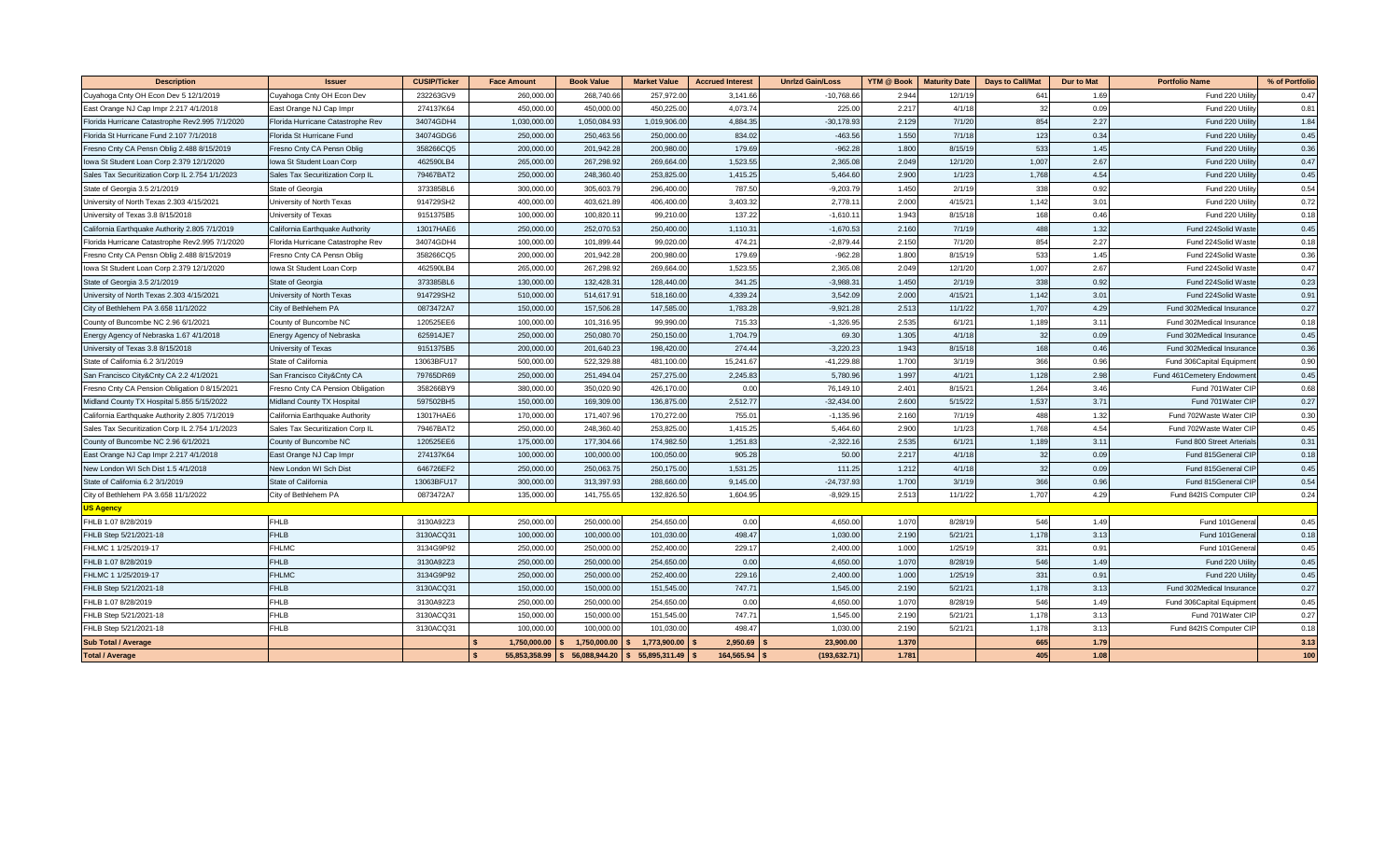| Description | Issuer | CUSIP/Ticker | Face Amount | Book Value | Market Value | Accrued Interest | Unrlzd Gain/Loss | YTM @ Book | Maturity Date | Days to Call/Mat | Dur to Mat | Portfolio Name | % of Portfolio |
|---|---|---|---|---|---|---|---|---|---|---|---|---|---|
| Cuyahoga Cnty OH Econ Dev 5 12/1/2019 | Cuyahoga Cnty OH Econ Dev | 232263GV9 | 260,000.00 | 268,740.66 | 257,972.00 | 3,141.66 | -10,768.66 | 2.944 | 12/1/19 | 641 | 1.69 | Fund 220 Utility | 0.47 |
| East Orange NJ Cap Impr 2.217 4/1/2018 | East Orange NJ Cap Impr | 274137K64 | 450,000.00 | 450,000.00 | 450,225.00 | 4,073.74 | 225.00 | 2.217 | 4/1/18 | 32 | 0.09 | Fund 220 Utility | 0.81 |
| Florida Hurricane Catastrophe Rev2.995 7/1/2020 | Florida Hurricane Catastrophe Rev | 34074GDH4 | 1,030,000.00 | 1,050,084.93 | 1,019,906.00 | 4,884.35 | -30,178.93 | 2.129 | 7/1/20 | 854 | 2.27 | Fund 220 Utility | 1.84 |
| Florida St Hurricane Fund 2.107 7/1/2018 | Florida St Hurricane Fund | 34074GDG6 | 250,000.00 | 250,463.56 | 250,000.00 | 834.02 | -463.56 | 1.550 | 7/1/18 | 123 | 0.34 | Fund 220 Utility | 0.45 |
| Fresno Cnty CA Pensn Oblig 2.488 8/15/2019 | Fresno Cnty CA Pensn Oblig | 358266CQ5 | 200,000.00 | 201,942.28 | 200,980.00 | 179.69 | -962.28 | 1.800 | 8/15/19 | 533 | 1.45 | Fund 220 Utility | 0.36 |
| Iowa St Student Loan Corp 2.379 12/1/2020 | Iowa St Student Loan Corp | 462590LB4 | 265,000.00 | 267,298.92 | 269,664.00 | 1,523.55 | 2,365.08 | 2.049 | 12/1/20 | 1,007 | 2.67 | Fund 220 Utility | 0.47 |
| Sales Tax Securitization Corp IL 2.754 1/1/2023 | Sales Tax Securitization Corp IL | 79467BAT2 | 250,000.00 | 248,360.40 | 253,825.00 | 1,415.25 | 5,464.60 | 2.900 | 1/1/23 | 1,768 | 4.54 | Fund 220 Utility | 0.45 |
| State of Georgia 3.5 2/1/2019 | State of Georgia | 373385BL6 | 300,000.00 | 305,603.79 | 296,400.00 | 787.50 | -9,203.79 | 1.450 | 2/1/19 | 338 | 0.92 | Fund 220 Utility | 0.54 |
| University of North Texas 2.303 4/15/2021 | University of North Texas | 914729SH2 | 400,000.00 | 403,621.89 | 406,400.00 | 3,403.32 | 2,778.11 | 2.000 | 4/15/21 | 1,142 | 3.01 | Fund 220 Utility | 0.72 |
| University of Texas 3.8 8/15/2018 | University of Texas | 9151375B5 | 100,000.00 | 100,820.11 | 99,210.00 | 137.22 | -1,610.11 | 1.943 | 8/15/18 | 168 | 0.46 | Fund 220 Utility | 0.18 |
| California Earthquake Authority 2.805 7/1/2019 | California Earthquake Authority | 13017HAE6 | 250,000.00 | 252,070.53 | 250,400.00 | 1,110.31 | -1,670.53 | 2.160 | 7/1/19 | 488 | 1.32 | Fund 224Solid Waste | 0.45 |
| Florida Hurricane Catastrophe Rev2.995 7/1/2020 | Florida Hurricane Catastrophe Rev | 34074GDH4 | 100,000.00 | 101,899.44 | 99,020.00 | 474.21 | -2,879.44 | 2.150 | 7/1/20 | 854 | 2.27 | Fund 224Solid Waste | 0.18 |
| Fresno Cnty CA Pensn Oblig 2.488 8/15/2019 | Fresno Cnty CA Pensn Oblig | 358266CQ5 | 200,000.00 | 201,942.28 | 200,980.00 | 179.69 | -962.28 | 1.800 | 8/15/19 | 533 | 1.45 | Fund 224Solid Waste | 0.36 |
| Iowa St Student Loan Corp 2.379 12/1/2020 | Iowa St Student Loan Corp | 462590LB4 | 265,000.00 | 267,298.92 | 269,664.00 | 1,523.55 | 2,365.08 | 2.049 | 12/1/20 | 1,007 | 2.67 | Fund 224Solid Waste | 0.47 |
| State of Georgia 3.5 2/1/2019 | State of Georgia | 373385BL6 | 130,000.00 | 132,428.31 | 128,440.00 | 341.25 | -3,988.31 | 1.450 | 2/1/19 | 338 | 0.92 | Fund 224Solid Waste | 0.23 |
| University of North Texas 2.303 4/15/2021 | University of North Texas | 914729SH2 | 510,000.00 | 514,617.91 | 518,160.00 | 4,339.24 | 3,542.09 | 2.000 | 4/15/21 | 1,142 | 3.01 | Fund 224Solid Waste | 0.91 |
| City of Bethlehem PA 3.658 11/1/2022 | City of Bethlehem PA | 0873472A7 | 150,000.00 | 157,506.28 | 147,585.00 | 1,783.28 | -9,921.28 | 2.513 | 11/1/22 | 1,707 | 4.29 | Fund 302Medical Insurance | 0.27 |
| County of Buncombe NC 2.96 6/1/2021 | County of Buncombe NC | 120525EE6 | 100,000.00 | 101,316.95 | 99,990.00 | 715.33 | -1,326.95 | 2.535 | 6/1/21 | 1,189 | 3.11 | Fund 302Medical Insurance | 0.18 |
| Energy Agency of Nebraska 1.67 4/1/2018 | Energy Agency of Nebraska | 625914JE7 | 250,000.00 | 250,080.70 | 250,150.00 | 1,704.79 | 69.30 | 1.305 | 4/1/18 | 32 | 0.09 | Fund 302Medical Insurance | 0.45 |
| University of Texas 3.8 8/15/2018 | University of Texas | 9151375B5 | 200,000.00 | 201,640.23 | 198,420.00 | 274.44 | -3,220.23 | 1.943 | 8/15/18 | 168 | 0.46 | Fund 302Medical Insurance | 0.36 |
| State of California 6.2 3/1/2019 | State of California | 13063BFU17 | 500,000.00 | 522,329.88 | 481,100.00 | 15,241.67 | -41,229.88 | 1.700 | 3/1/19 | 366 | 0.96 | Fund 306Capital Equipment | 0.90 |
| San Francisco City&Cnty CA 2.2 4/1/2021 | San Francisco City&Cnty CA | 79765DR69 | 250,000.00 | 251,494.04 | 257,275.00 | 2,245.83 | 5,780.96 | 1.997 | 4/1/21 | 1,128 | 2.98 | Fund 461Cemetery Endowment | 0.45 |
| Fresno Cnty CA Pension Obligation 0 8/15/2021 | Fresno Cnty CA Pension Obligation | 358266BY9 | 380,000.00 | 350,020.90 | 426,170.00 | 0.00 | 76,149.10 | 2.401 | 8/15/21 | 1,264 | 3.46 | Fund 701Water CIP | 0.68 |
| Midland County TX Hospital 5.855 5/15/2022 | Midland County TX Hospital | 597502BH5 | 150,000.00 | 169,309.00 | 136,875.00 | 2,512.77 | -32,434.00 | 2.600 | 5/15/22 | 1,537 | 3.71 | Fund 701Water CIP | 0.27 |
| California Earthquake Authority 2.805 7/1/2019 | California Earthquake Authority | 13017HAE6 | 170,000.00 | 171,407.96 | 170,272.00 | 755.01 | -1,135.96 | 2.160 | 7/1/19 | 488 | 1.32 | Fund 702Waste Water CIP | 0.30 |
| Sales Tax Securitization Corp IL 2.754 1/1/2023 | Sales Tax Securitization Corp IL | 79467BAT2 | 250,000.00 | 248,360.40 | 253,825.00 | 1,415.25 | 5,464.60 | 2.900 | 1/1/23 | 1,768 | 4.54 | Fund 702Waste Water CIP | 0.45 |
| County of Buncombe NC 2.96 6/1/2021 | County of Buncombe NC | 120525EE6 | 175,000.00 | 177,304.66 | 174,982.50 | 1,251.83 | -2,322.16 | 2.535 | 6/1/21 | 1,189 | 3.11 | Fund 800 Street Arterials | 0.31 |
| East Orange NJ Cap Impr 2.217 4/1/2018 | East Orange NJ Cap Impr | 274137K64 | 100,000.00 | 100,000.00 | 100,050.00 | 905.28 | 50.00 | 2.217 | 4/1/18 | 32 | 0.09 | Fund 815General CIP | 0.18 |
| New London WI Sch Dist 1.5 4/1/2018 | New London WI Sch Dist | 646726EF2 | 250,000.00 | 250,063.75 | 250,175.00 | 1,531.25 | 111.25 | 1.212 | 4/1/18 | 32 | 0.09 | Fund 815General CIP | 0.45 |
| State of California 6.2 3/1/2019 | State of California | 13063BFU17 | 300,000.00 | 313,397.93 | 288,660.00 | 9,145.00 | -24,737.93 | 1.700 | 3/1/19 | 366 | 0.96 | Fund 815General CIP | 0.54 |
| City of Bethlehem PA 3.658 11/1/2022 | City of Bethlehem PA | 0873472A7 | 135,000.00 | 141,755.65 | 132,826.50 | 1,604.95 | -8,929.15 | 2.513 | 11/1/22 | 1,707 | 4.29 | Fund 842IS Computer CIP | 0.24 |
| **US Agency** | | | | | | | | | | | | | |
| FHLB 1.07 8/28/2019 | FHLB | 3130A92Z3 | 250,000.00 | 250,000.00 | 254,650.00 | 0.00 | 4,650.00 | 1.070 | 8/28/19 | 546 | 1.49 | Fund 101General | 0.45 |
| FHLB Step 5/21/2021-18 | FHLB | 3130ACQ31 | 100,000.00 | 100,000.00 | 101,030.00 | 498.47 | 1,030.00 | 2.190 | 5/21/21 | 1,178 | 3.13 | Fund 101General | 0.18 |
| FHLMC 1 1/25/2019-17 | FHLMC | 3134G9P92 | 250,000.00 | 250,000.00 | 252,400.00 | 229.17 | 2,400.00 | 1.000 | 1/25/19 | 331 | 0.91 | Fund 101General | 0.45 |
| FHLB 1.07 8/28/2019 | FHLB | 3130A92Z3 | 250,000.00 | 250,000.00 | 254,650.00 | 0.00 | 4,650.00 | 1.070 | 8/28/19 | 546 | 1.49 | Fund 220 Utility | 0.45 |
| FHLMC 1 1/25/2019-17 | FHLMC | 3134G9P92 | 250,000.00 | 250,000.00 | 252,400.00 | 229.16 | 2,400.00 | 1.000 | 1/25/19 | 331 | 0.91 | Fund 220 Utility | 0.45 |
| FHLB Step 5/21/2021-18 | FHLB | 3130ACQ31 | 150,000.00 | 150,000.00 | 151,545.00 | 747.71 | 1,545.00 | 2.190 | 5/21/21 | 1,178 | 3.13 | Fund 302Medical Insurance | 0.27 |
| FHLB 1.07 8/28/2019 | FHLB | 3130A92Z3 | 250,000.00 | 250,000.00 | 254,650.00 | 0.00 | 4,650.00 | 1.070 | 8/28/19 | 546 | 1.49 | Fund 306Capital Equipment | 0.45 |
| FHLB Step 5/21/2021-18 | FHLB | 3130ACQ31 | 150,000.00 | 150,000.00 | 151,545.00 | 747.71 | 1,545.00 | 2.190 | 5/21/21 | 1,178 | 3.13 | Fund 701Water CIP | 0.27 |
| FHLB Step 5/21/2021-18 | FHLB | 3130ACQ31 | 100,000.00 | 100,000.00 | 101,030.00 | 498.47 | 1,030.00 | 2.190 | 5/21/21 | 1,178 | 3.13 | Fund 842IS Computer CIP | 0.18 |
| **Sub Total / Average** | | | $ 1,750,000.00 | $ 1,750,000.00 | $ 1,773,900.00 | $ 2,950.69 | $ 23,900.00 | 1.370 | | 665 | 1.79 | | 3.13 |
| **Total / Average** | | | $ 55,853,358.99 | $ 56,088,944.20 | $ 55,895,311.49 | $ 164,565.94 | $ (193,632.71) | 1.781 | | 405 | 1.08 | | 100 |